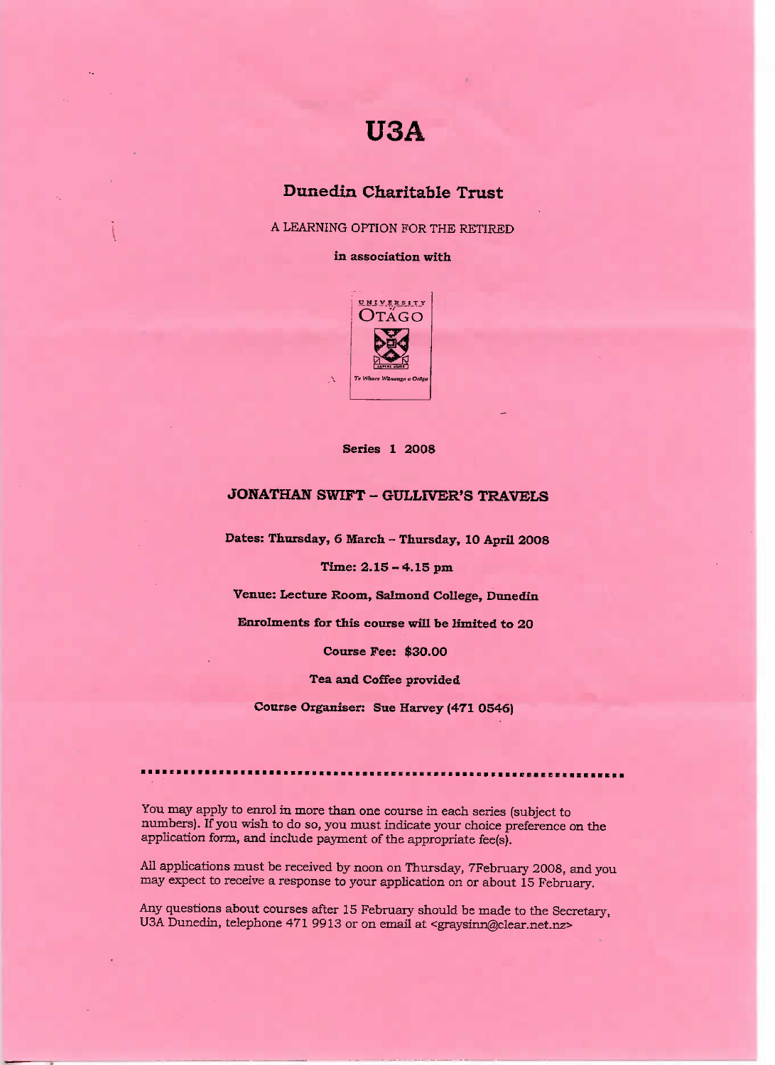# U3A

## Dunedin Charitable Trust

A LEARNING OPTION FOR THE RETIRED

**in association with**

UNIVERSITY of OTAGO

*Te Whare Wānanga o Otāgo*

**Series 1 2008**

## JONATHAN SWIFT – GULLIVER'S TRAVELS

**Dates: Thursday, 6 March – Thursday, 10 April 2008**

**Time: 2.15 – 4.15 pm**

**Venue: Lecture Room, Salmond College, Dunedin**

**Enrolments for this course will be limited to 20**

**Course Fee: $30.00**

**Tea and Coffee provided**

**Course Organiser: Sue Harvey (471 0546)**

---

You may apply to enrol in more than one course in each series (subject to numbers). If you wish to do so, you must indicate your choice preference on the application form, and include payment of the appropriate fee(s).

All applications must be received by noon on Thursday, 7February 2008, and you may expect to receive a response to your application on or about 15 February.

Any questions about courses after 15 February should be made to the Secretary, U3A Dunedin, telephone 471 9913 or on email at <graysinn@clear.net.nz>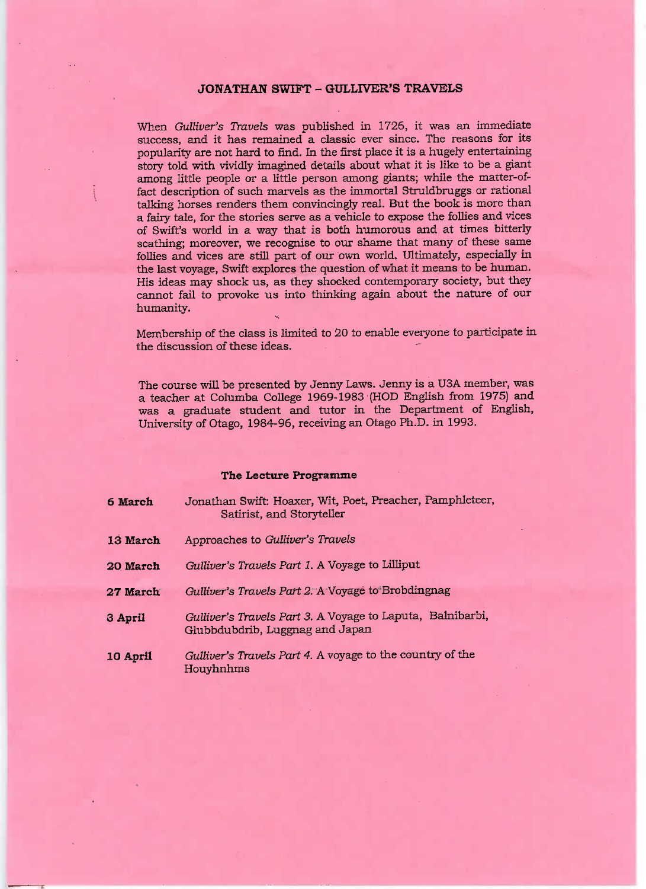## JONATHAN SWIFT – GULLIVER'S TRAVELS

When *Gulliver's Travels* was published in 1726, it was an immediate success, and it has remained a classic ever since. The reasons for its popularity are not hard to find. In the first place it is a hugely entertaining story told with vividly imagined details about what it is like to be a giant among little people or a little person among giants; while the matter-of-fact description of such marvels as the immortal Struldbruggs or rational talking horses renders them convincingly real. But the book is more than a fairy tale, for the stories serve as a vehicle to expose the follies and vices of Swift's world in a way that is both humorous and at times bitterly scathing; moreover, we recognise to our shame that many of these same follies and vices are still part of our own world. Ultimately, especially in the last voyage, Swift explores the question of what it means to be human. His ideas may shock us, as they shocked contemporary society, but they cannot fail to provoke us into thinking again about the nature of our humanity.

Membership of the class is limited to 20 to enable everyone to participate in the discussion of these ideas.

The course will be presented by Jenny Laws. Jenny is a U3A member, was a teacher at Columba College 1969-1983 (HOD English from 1975) and was a graduate student and tutor in the Department of English, University of Otago, 1984-96, receiving an Otago Ph.D. in 1993.

### The Lecture Programme

| | |
|---|---|
| **6 March** | Jonathan Swift: Hoaxer, Wit, Poet, Preacher, Pamphleteer, Satirist, and Storyteller |
| **13 March** | Approaches to *Gulliver's Travels* |
| **20 March** | *Gulliver's Travels Part 1.* A Voyage to Lilliput |
| **27 March** | *Gulliver's Travels Part 2.* A Voyage to Brobdingnag |
| **3 April** | *Gulliver's Travels Part 3.* A Voyage to Laputa, Balnibarbi, Glubbdubdrib, Luggnag and Japan |
| **10 April** | *Gulliver's Travels Part 4.* A voyage to the country of the Houyhnhms |